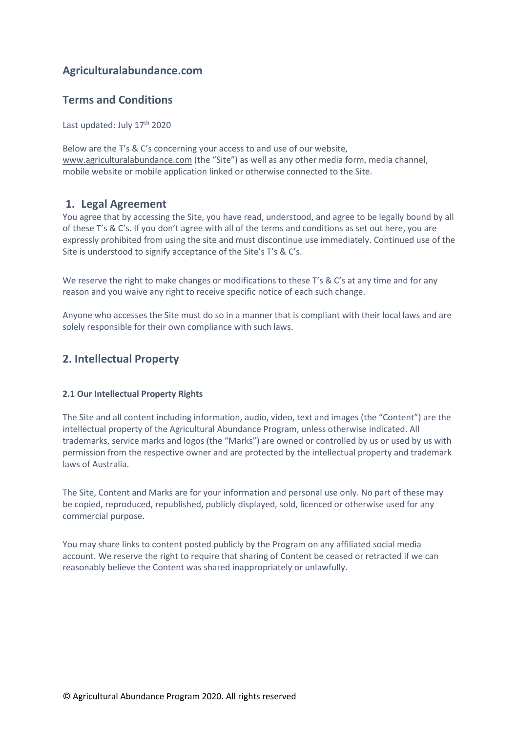# Agriculturalabundance.com

## Terms and Conditions

Last updated: July 17th 2020

Below are the T's & C's concerning your access to and use of our website, www.agriculturalabundance.com (the "Site") as well as any other media form, media channel, mobile website or mobile application linked or otherwise connected to the Site.

## 1. Legal Agreement

You agree that by accessing the Site, you have read, understood, and agree to be legally bound by all of these T's & C's. If you don't agree with all of the terms and conditions as set out here, you are expressly prohibited from using the site and must discontinue use immediately. Continued use of the Site is understood to signify acceptance of the Site's T's & C's.

We reserve the right to make changes or modifications to these T's & C's at any time and for any reason and you waive any right to receive specific notice of each such change.

Anyone who accesses the Site must do so in a manner that is compliant with their local laws and are solely responsible for their own compliance with such laws.

## 2. Intellectual Property

### 2.1 Our Intellectual Property Rights

The Site and all content including information, audio, video, text and images (the "Content") are the intellectual property of the Agricultural Abundance Program, unless otherwise indicated. All trademarks, service marks and logos (the "Marks") are owned or controlled by us or used by us with permission from the respective owner and are protected by the intellectual property and trademark laws of Australia.

The Site, Content and Marks are for your information and personal use only. No part of these may be copied, reproduced, republished, publicly displayed, sold, licenced or otherwise used for any commercial purpose.

You may share links to content posted publicly by the Program on any affiliated social media account. We reserve the right to require that sharing of Content be ceased or retracted if we can reasonably believe the Content was shared inappropriately or unlawfully.

© Agricultural Abundance Program 2020. All rights reserved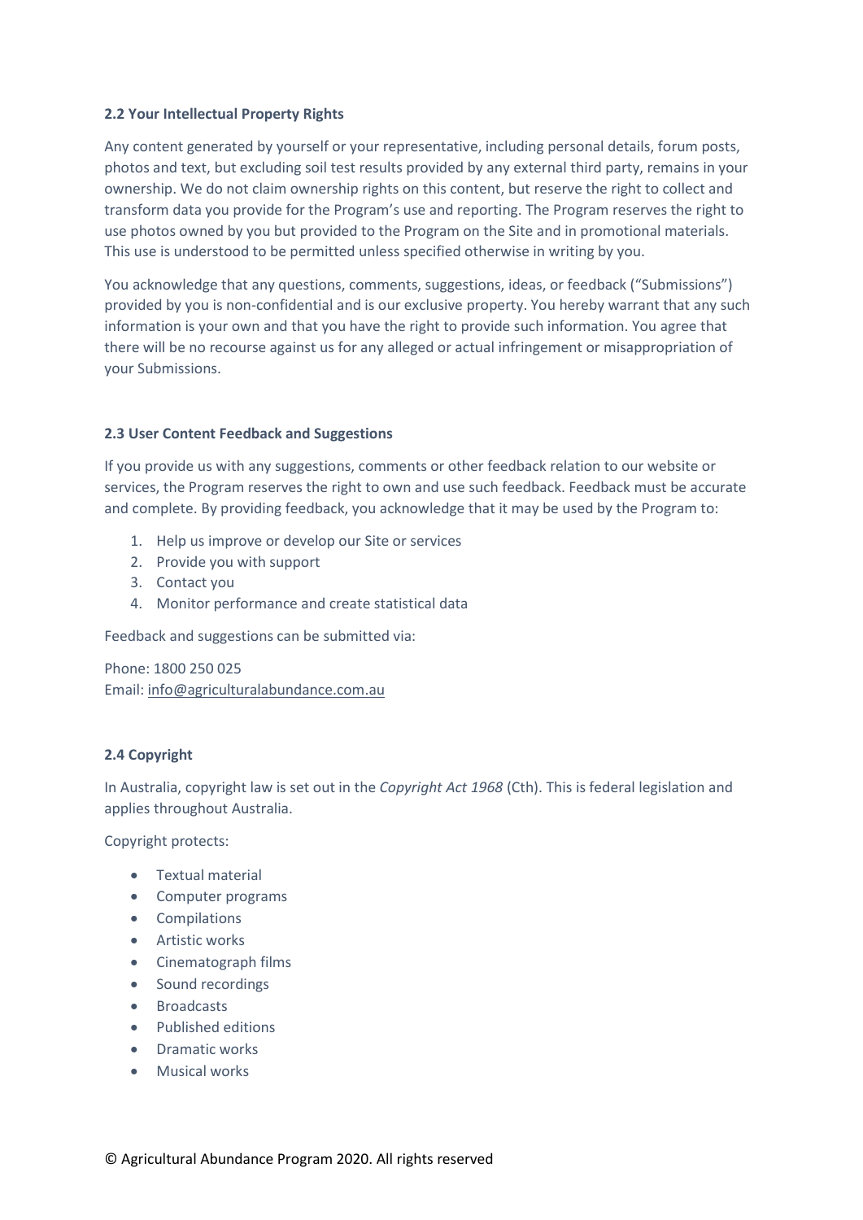### 2.2 Your Intellectual Property Rights

Any content generated by yourself or your representative, including personal details, forum posts, photos and text, but excluding soil test results provided by any external third party, remains in your ownership. We do not claim ownership rights on this content, but reserve the right to collect and transform data you provide for the Program's use and reporting. The Program reserves the right to use photos owned by you but provided to the Program on the Site and in promotional materials. This use is understood to be permitted unless specified otherwise in writing by you.

You acknowledge that any questions, comments, suggestions, ideas, or feedback ("Submissions") provided by you is non-confidential and is our exclusive property. You hereby warrant that any such information is your own and that you have the right to provide such information. You agree that there will be no recourse against us for any alleged or actual infringement or misappropriation of your Submissions.

### 2.3 User Content Feedback and Suggestions

If you provide us with any suggestions, comments or other feedback relation to our website or services, the Program reserves the right to own and use such feedback. Feedback must be accurate and complete. By providing feedback, you acknowledge that it may be used by the Program to:

1. Help us improve or develop our Site or services
2. Provide you with support
3. Contact you
4. Monitor performance and create statistical data

Feedback and suggestions can be submitted via:

Phone: 1800 250 025
Email: info@agriculturalabundance.com.au

### 2.4 Copyright

In Australia, copyright law is set out in the *Copyright Act 1968* (Cth). This is federal legislation and applies throughout Australia.

Copyright protects:

- Textual material
- Computer programs
- Compilations
- Artistic works
- Cinematograph films
- Sound recordings
- Broadcasts
- Published editions
- Dramatic works
- Musical works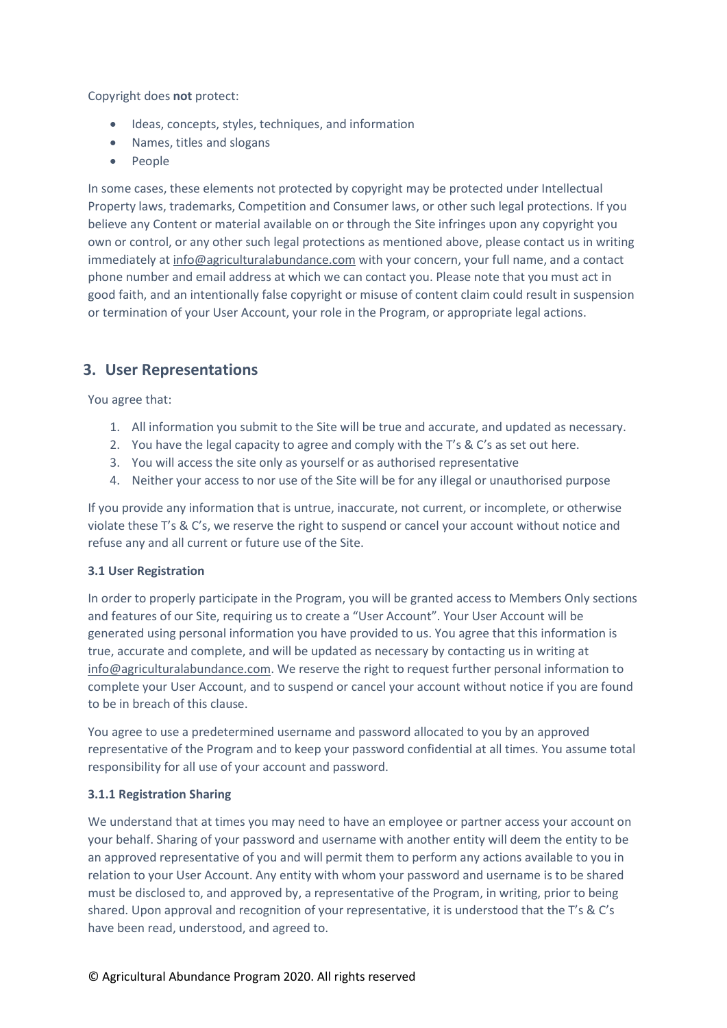Copyright does **not** protect:

- Ideas, concepts, styles, techniques, and information
- Names, titles and slogans
- People

In some cases, these elements not protected by copyright may be protected under Intellectual Property laws, trademarks, Competition and Consumer laws, or other such legal protections. If you believe any Content or material available on or through the Site infringes upon any copyright you own or control, or any other such legal protections as mentioned above, please contact us in writing immediately at info@agriculturalabundance.com with your concern, your full name, and a contact phone number and email address at which we can contact you. Please note that you must act in good faith, and an intentionally false copyright or misuse of content claim could result in suspension or termination of your User Account, your role in the Program, or appropriate legal actions.

## 3. User Representations

You agree that:

1. All information you submit to the Site will be true and accurate, and updated as necessary.
2. You have the legal capacity to agree and comply with the T's & C's as set out here.
3. You will access the site only as yourself or as authorised representative
4. Neither your access to nor use of the Site will be for any illegal or unauthorised purpose

If you provide any information that is untrue, inaccurate, not current, or incomplete, or otherwise violate these T's & C's, we reserve the right to suspend or cancel your account without notice and refuse any and all current or future use of the Site.

### 3.1 User Registration

In order to properly participate in the Program, you will be granted access to Members Only sections and features of our Site, requiring us to create a "User Account". Your User Account will be generated using personal information you have provided to us. You agree that this information is true, accurate and complete, and will be updated as necessary by contacting us in writing at info@agriculturalabundance.com. We reserve the right to request further personal information to complete your User Account, and to suspend or cancel your account without notice if you are found to be in breach of this clause.

You agree to use a predetermined username and password allocated to you by an approved representative of the Program and to keep your password confidential at all times. You assume total responsibility for all use of your account and password.

#### 3.1.1 Registration Sharing

We understand that at times you may need to have an employee or partner access your account on your behalf. Sharing of your password and username with another entity will deem the entity to be an approved representative of you and will permit them to perform any actions available to you in relation to your User Account. Any entity with whom your password and username is to be shared must be disclosed to, and approved by, a representative of the Program, in writing, prior to being shared. Upon approval and recognition of your representative, it is understood that the T's & C's have been read, understood, and agreed to.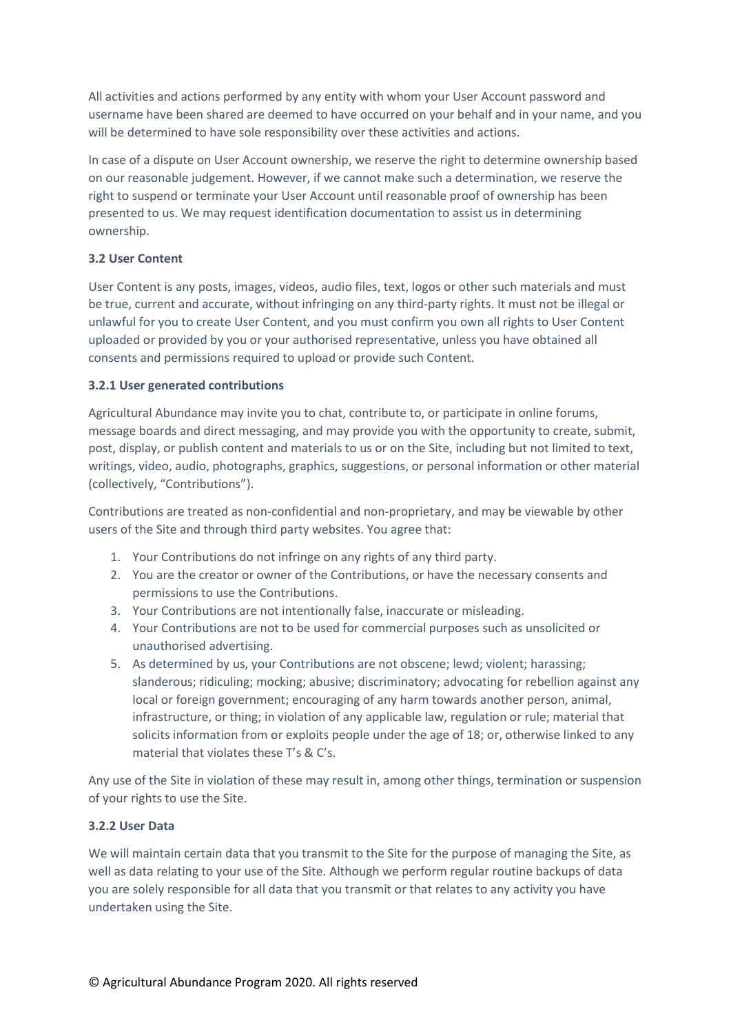All activities and actions performed by any entity with whom your User Account password and username have been shared are deemed to have occurred on your behalf and in your name, and you will be determined to have sole responsibility over these activities and actions.

In case of a dispute on User Account ownership, we reserve the right to determine ownership based on our reasonable judgement. However, if we cannot make such a determination, we reserve the right to suspend or terminate your User Account until reasonable proof of ownership has been presented to us. We may request identification documentation to assist us in determining ownership.

### 3.2 User Content

User Content is any posts, images, videos, audio files, text, logos or other such materials and must be true, current and accurate, without infringing on any third-party rights. It must not be illegal or unlawful for you to create User Content, and you must confirm you own all rights to User Content uploaded or provided by you or your authorised representative, unless you have obtained all consents and permissions required to upload or provide such Content.

#### 3.2.1 User generated contributions

Agricultural Abundance may invite you to chat, contribute to, or participate in online forums, message boards and direct messaging, and may provide you with the opportunity to create, submit, post, display, or publish content and materials to us or on the Site, including but not limited to text, writings, video, audio, photographs, graphics, suggestions, or personal information or other material (collectively, "Contributions").

Contributions are treated as non-confidential and non-proprietary, and may be viewable by other users of the Site and through third party websites. You agree that:

1. Your Contributions do not infringe on any rights of any third party.
2. You are the creator or owner of the Contributions, or have the necessary consents and permissions to use the Contributions.
3. Your Contributions are not intentionally false, inaccurate or misleading.
4. Your Contributions are not to be used for commercial purposes such as unsolicited or unauthorised advertising.
5. As determined by us, your Contributions are not obscene; lewd; violent; harassing; slanderous; ridiculing; mocking; abusive; discriminatory; advocating for rebellion against any local or foreign government; encouraging of any harm towards another person, animal, infrastructure, or thing; in violation of any applicable law, regulation or rule; material that solicits information from or exploits people under the age of 18; or, otherwise linked to any material that violates these T's & C's.

Any use of the Site in violation of these may result in, among other things, termination or suspension of your rights to use the Site.

#### 3.2.2 User Data

We will maintain certain data that you transmit to the Site for the purpose of managing the Site, as well as data relating to your use of the Site. Although we perform regular routine backups of data you are solely responsible for all data that you transmit or that relates to any activity you have undertaken using the Site.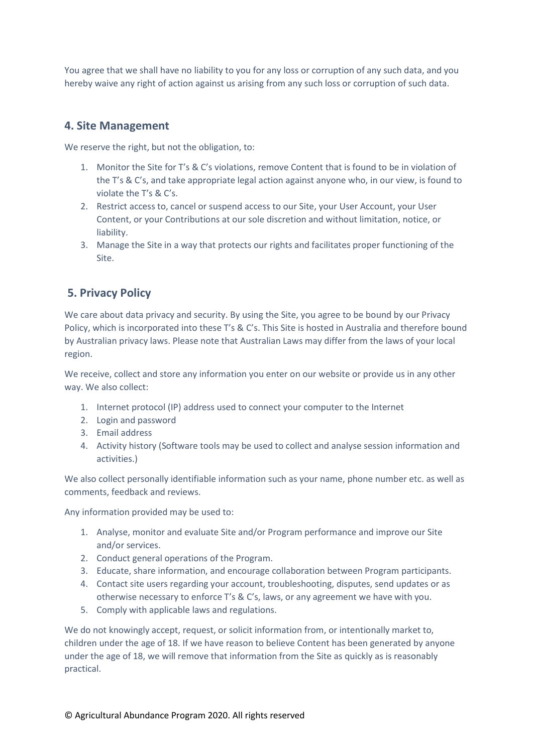You agree that we shall have no liability to you for any loss or corruption of any such data, and you hereby waive any right of action against us arising from any such loss or corruption of such data.

## 4. Site Management

We reserve the right, but not the obligation, to:

1. Monitor the Site for T's & C's violations, remove Content that is found to be in violation of the T's & C's, and take appropriate legal action against anyone who, in our view, is found to violate the T's & C's.
2. Restrict access to, cancel or suspend access to our Site, your User Account, your User Content, or your Contributions at our sole discretion and without limitation, notice, or liability.
3. Manage the Site in a way that protects our rights and facilitates proper functioning of the Site.

## 5. Privacy Policy

We care about data privacy and security. By using the Site, you agree to be bound by our Privacy Policy, which is incorporated into these T's & C's. This Site is hosted in Australia and therefore bound by Australian privacy laws. Please note that Australian Laws may differ from the laws of your local region.

We receive, collect and store any information you enter on our website or provide us in any other way. We also collect:

1. Internet protocol (IP) address used to connect your computer to the Internet
2. Login and password
3. Email address
4. Activity history (Software tools may be used to collect and analyse session information and activities.)

We also collect personally identifiable information such as your name, phone number etc. as well as comments, feedback and reviews.

Any information provided may be used to:

1. Analyse, monitor and evaluate Site and/or Program performance and improve our Site and/or services.
2. Conduct general operations of the Program.
3. Educate, share information, and encourage collaboration between Program participants.
4. Contact site users regarding your account, troubleshooting, disputes, send updates or as otherwise necessary to enforce T's & C's, laws, or any agreement we have with you.
5. Comply with applicable laws and regulations.

We do not knowingly accept, request, or solicit information from, or intentionally market to, children under the age of 18. If we have reason to believe Content has been generated by anyone under the age of 18, we will remove that information from the Site as quickly as is reasonably practical.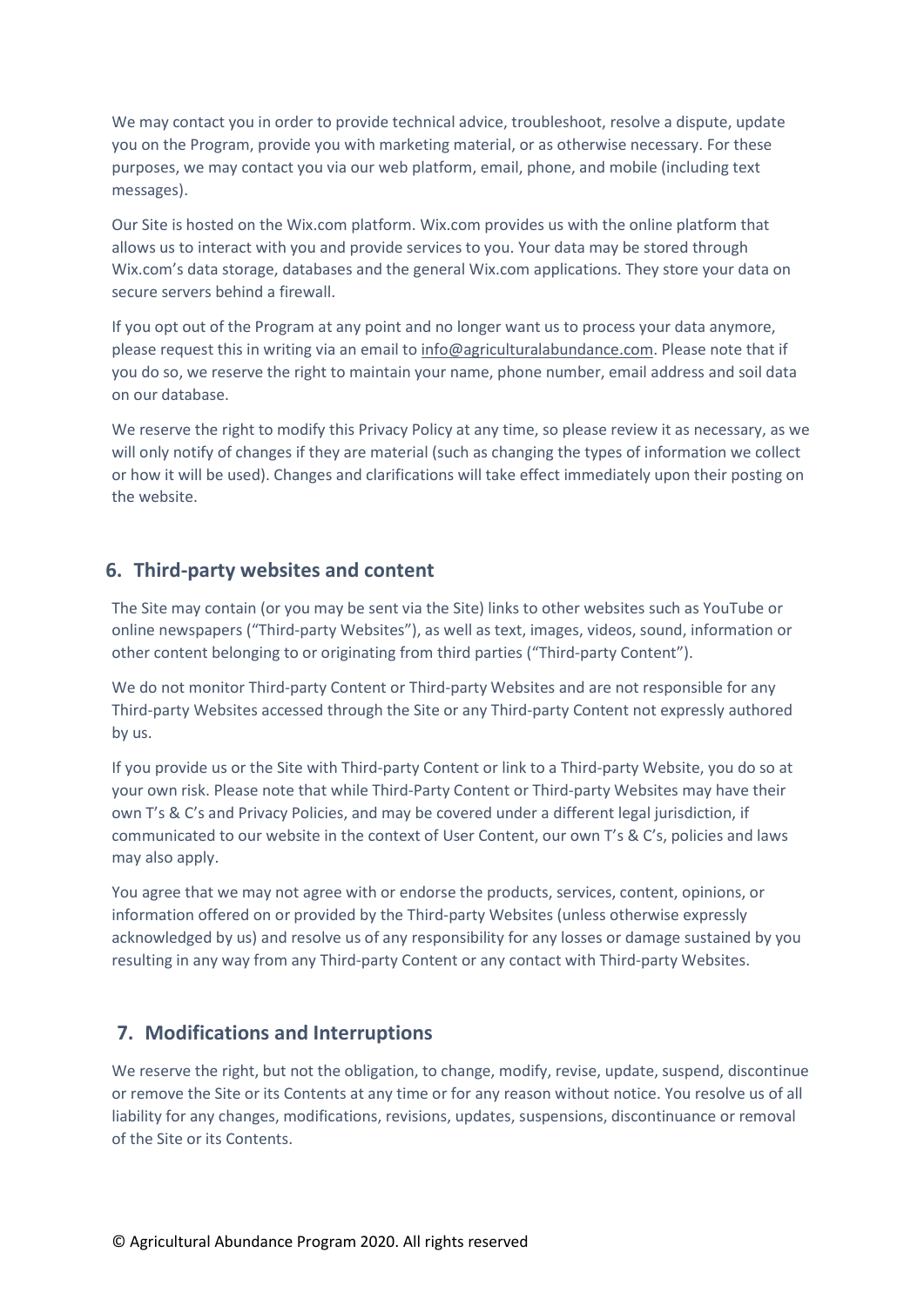We may contact you in order to provide technical advice, troubleshoot, resolve a dispute, update you on the Program, provide you with marketing material, or as otherwise necessary. For these purposes, we may contact you via our web platform, email, phone, and mobile (including text messages).

Our Site is hosted on the Wix.com platform. Wix.com provides us with the online platform that allows us to interact with you and provide services to you. Your data may be stored through Wix.com's data storage, databases and the general Wix.com applications. They store your data on secure servers behind a firewall.

If you opt out of the Program at any point and no longer want us to process your data anymore, please request this in writing via an email to info@agriculturalabundance.com. Please note that if you do so, we reserve the right to maintain your name, phone number, email address and soil data on our database.

We reserve the right to modify this Privacy Policy at any time, so please review it as necessary, as we will only notify of changes if they are material (such as changing the types of information we collect or how it will be used). Changes and clarifications will take effect immediately upon their posting on the website.

## 6. Third-party websites and content

The Site may contain (or you may be sent via the Site) links to other websites such as YouTube or online newspapers ("Third-party Websites"), as well as text, images, videos, sound, information or other content belonging to or originating from third parties ("Third-party Content").

We do not monitor Third-party Content or Third-party Websites and are not responsible for any Third-party Websites accessed through the Site or any Third-party Content not expressly authored by us.

If you provide us or the Site with Third-party Content or link to a Third-party Website, you do so at your own risk. Please note that while Third-Party Content or Third-party Websites may have their own T's & C's and Privacy Policies, and may be covered under a different legal jurisdiction, if communicated to our website in the context of User Content, our own T's & C's, policies and laws may also apply.

You agree that we may not agree with or endorse the products, services, content, opinions, or information offered on or provided by the Third-party Websites (unless otherwise expressly acknowledged by us) and resolve us of any responsibility for any losses or damage sustained by you resulting in any way from any Third-party Content or any contact with Third-party Websites.

## 7. Modifications and Interruptions

We reserve the right, but not the obligation, to change, modify, revise, update, suspend, discontinue or remove the Site or its Contents at any time or for any reason without notice. You resolve us of all liability for any changes, modifications, revisions, updates, suspensions, discontinuance or removal of the Site or its Contents.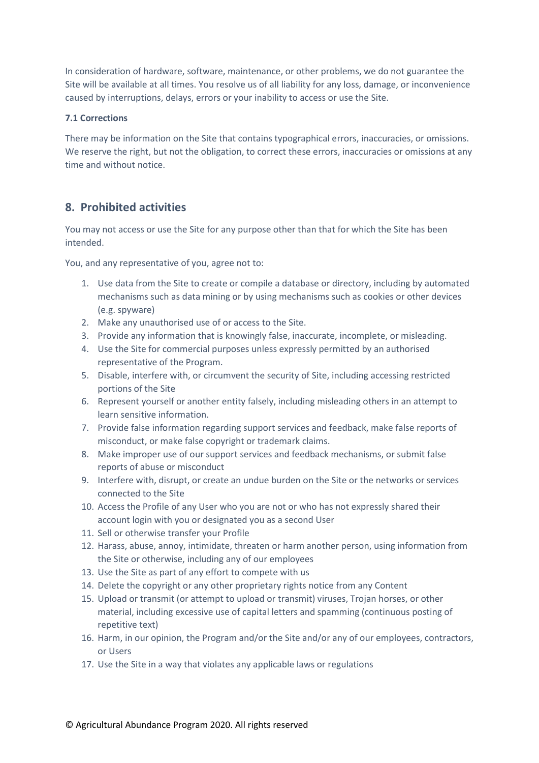In consideration of hardware, software, maintenance, or other problems, we do not guarantee the Site will be available at all times. You resolve us of all liability for any loss, damage, or inconvenience caused by interruptions, delays, errors or your inability to access or use the Site.

**7.1 Corrections**

There may be information on the Site that contains typographical errors, inaccuracies, or omissions. We reserve the right, but not the obligation, to correct these errors, inaccuracies or omissions at any time and without notice.

## 8. Prohibited activities

You may not access or use the Site for any purpose other than that for which the Site has been intended.

You, and any representative of you, agree not to:

1. Use data from the Site to create or compile a database or directory, including by automated mechanisms such as data mining or by using mechanisms such as cookies or other devices (e.g. spyware)
2. Make any unauthorised use of or access to the Site.
3. Provide any information that is knowingly false, inaccurate, incomplete, or misleading.
4. Use the Site for commercial purposes unless expressly permitted by an authorised representative of the Program.
5. Disable, interfere with, or circumvent the security of Site, including accessing restricted portions of the Site
6. Represent yourself or another entity falsely, including misleading others in an attempt to learn sensitive information.
7. Provide false information regarding support services and feedback, make false reports of misconduct, or make false copyright or trademark claims.
8. Make improper use of our support services and feedback mechanisms, or submit false reports of abuse or misconduct
9. Interfere with, disrupt, or create an undue burden on the Site or the networks or services connected to the Site
10. Access the Profile of any User who you are not or who has not expressly shared their account login with you or designated you as a second User
11. Sell or otherwise transfer your Profile
12. Harass, abuse, annoy, intimidate, threaten or harm another person, using information from the Site or otherwise, including any of our employees
13. Use the Site as part of any effort to compete with us
14. Delete the copyright or any other proprietary rights notice from any Content
15. Upload or transmit (or attempt to upload or transmit) viruses, Trojan horses, or other material, including excessive use of capital letters and spamming (continuous posting of repetitive text)
16. Harm, in our opinion, the Program and/or the Site and/or any of our employees, contractors, or Users
17. Use the Site in a way that violates any applicable laws or regulations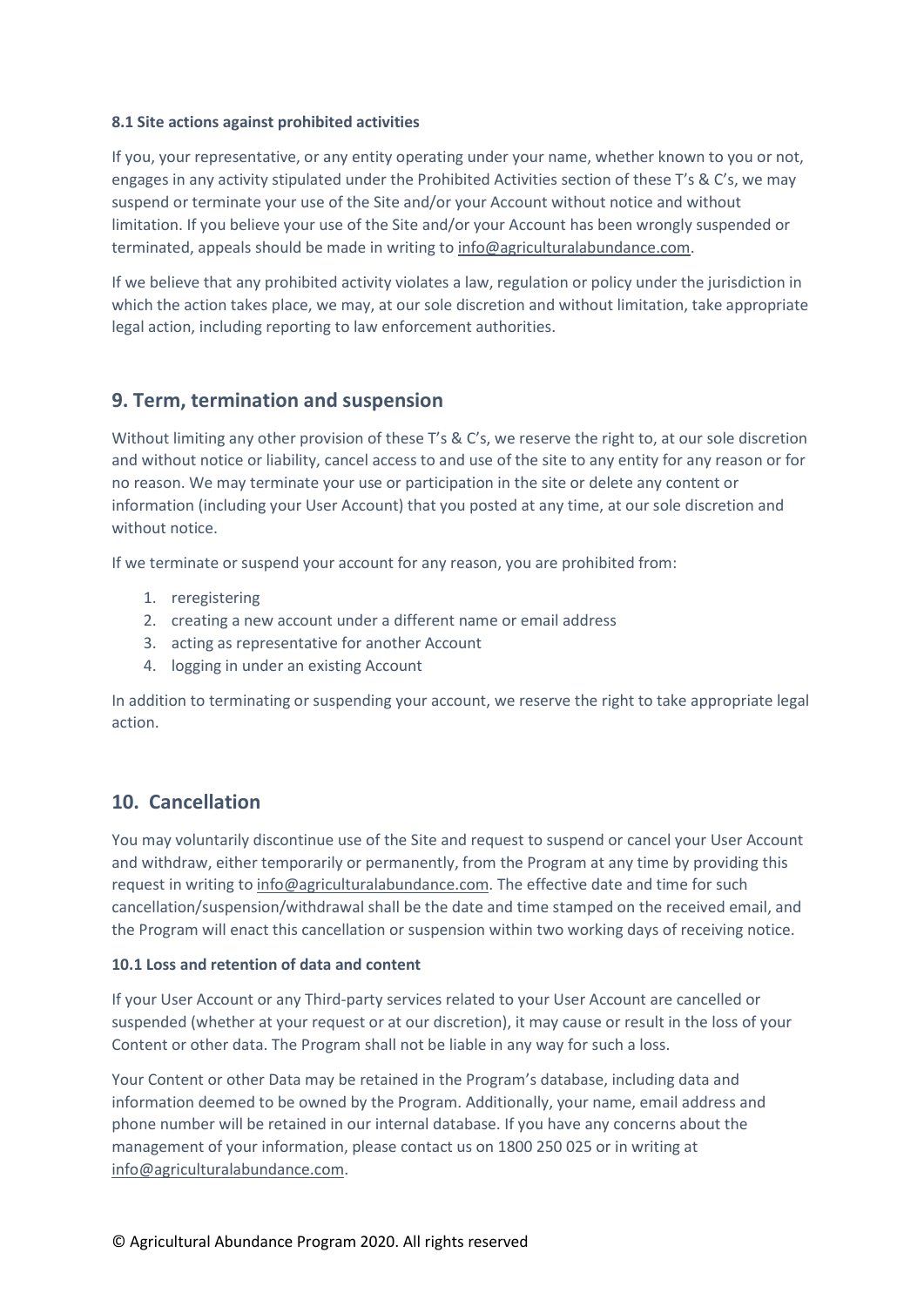### 8.1 Site actions against prohibited activities

If you, your representative, or any entity operating under your name, whether known to you or not, engages in any activity stipulated under the Prohibited Activities section of these T's & C's, we may suspend or terminate your use of the Site and/or your Account without notice and without limitation. If you believe your use of the Site and/or your Account has been wrongly suspended or terminated, appeals should be made in writing to info@agriculturalabundance.com.

If we believe that any prohibited activity violates a law, regulation or policy under the jurisdiction in which the action takes place, we may, at our sole discretion and without limitation, take appropriate legal action, including reporting to law enforcement authorities.

## 9. Term, termination and suspension

Without limiting any other provision of these T's & C's, we reserve the right to, at our sole discretion and without notice or liability, cancel access to and use of the site to any entity for any reason or for no reason. We may terminate your use or participation in the site or delete any content or information (including your User Account) that you posted at any time, at our sole discretion and without notice.

If we terminate or suspend your account for any reason, you are prohibited from:

1. reregistering
2. creating a new account under a different name or email address
3. acting as representative for another Account
4. logging in under an existing Account

In addition to terminating or suspending your account, we reserve the right to take appropriate legal action.

## 10. Cancellation

You may voluntarily discontinue use of the Site and request to suspend or cancel your User Account and withdraw, either temporarily or permanently, from the Program at any time by providing this request in writing to info@agriculturalabundance.com. The effective date and time for such cancellation/suspension/withdrawal shall be the date and time stamped on the received email, and the Program will enact this cancellation or suspension within two working days of receiving notice.

### 10.1 Loss and retention of data and content

If your User Account or any Third-party services related to your User Account are cancelled or suspended (whether at your request or at our discretion), it may cause or result in the loss of your Content or other data. The Program shall not be liable in any way for such a loss.

Your Content or other Data may be retained in the Program's database, including data and information deemed to be owned by the Program. Additionally, your name, email address and phone number will be retained in our internal database. If you have any concerns about the management of your information, please contact us on 1800 250 025 or in writing at info@agriculturalabundance.com.

© Agricultural Abundance Program 2020. All rights reserved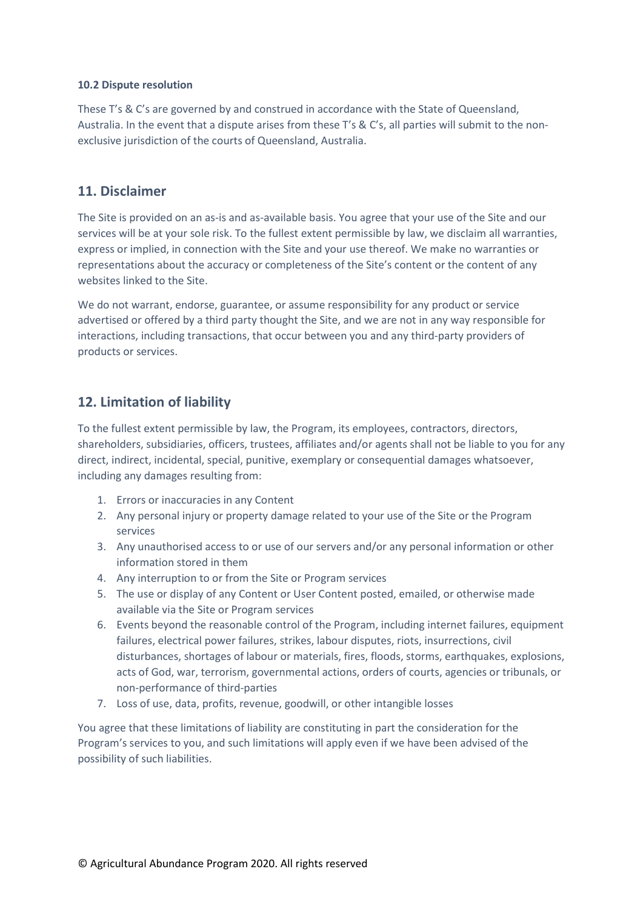### 10.2 Dispute resolution

These T's & C's are governed by and construed in accordance with the State of Queensland, Australia. In the event that a dispute arises from these T's & C's, all parties will submit to the non-exclusive jurisdiction of the courts of Queensland, Australia.

## 11. Disclaimer

The Site is provided on an as-is and as-available basis. You agree that your use of the Site and our services will be at your sole risk. To the fullest extent permissible by law, we disclaim all warranties, express or implied, in connection with the Site and your use thereof. We make no warranties or representations about the accuracy or completeness of the Site's content or the content of any websites linked to the Site.

We do not warrant, endorse, guarantee, or assume responsibility for any product or service advertised or offered by a third party thought the Site, and we are not in any way responsible for interactions, including transactions, that occur between you and any third-party providers of products or services.

## 12. Limitation of liability

To the fullest extent permissible by law, the Program, its employees, contractors, directors, shareholders, subsidiaries, officers, trustees, affiliates and/or agents shall not be liable to you for any direct, indirect, incidental, special, punitive, exemplary or consequential damages whatsoever, including any damages resulting from:

1. Errors or inaccuracies in any Content
2. Any personal injury or property damage related to your use of the Site or the Program services
3. Any unauthorised access to or use of our servers and/or any personal information or other information stored in them
4. Any interruption to or from the Site or Program services
5. The use or display of any Content or User Content posted, emailed, or otherwise made available via the Site or Program services
6. Events beyond the reasonable control of the Program, including internet failures, equipment failures, electrical power failures, strikes, labour disputes, riots, insurrections, civil disturbances, shortages of labour or materials, fires, floods, storms, earthquakes, explosions, acts of God, war, terrorism, governmental actions, orders of courts, agencies or tribunals, or non-performance of third-parties
7. Loss of use, data, profits, revenue, goodwill, or other intangible losses

You agree that these limitations of liability are constituting in part the consideration for the Program's services to you, and such limitations will apply even if we have been advised of the possibility of such liabilities.

© Agricultural Abundance Program 2020. All rights reserved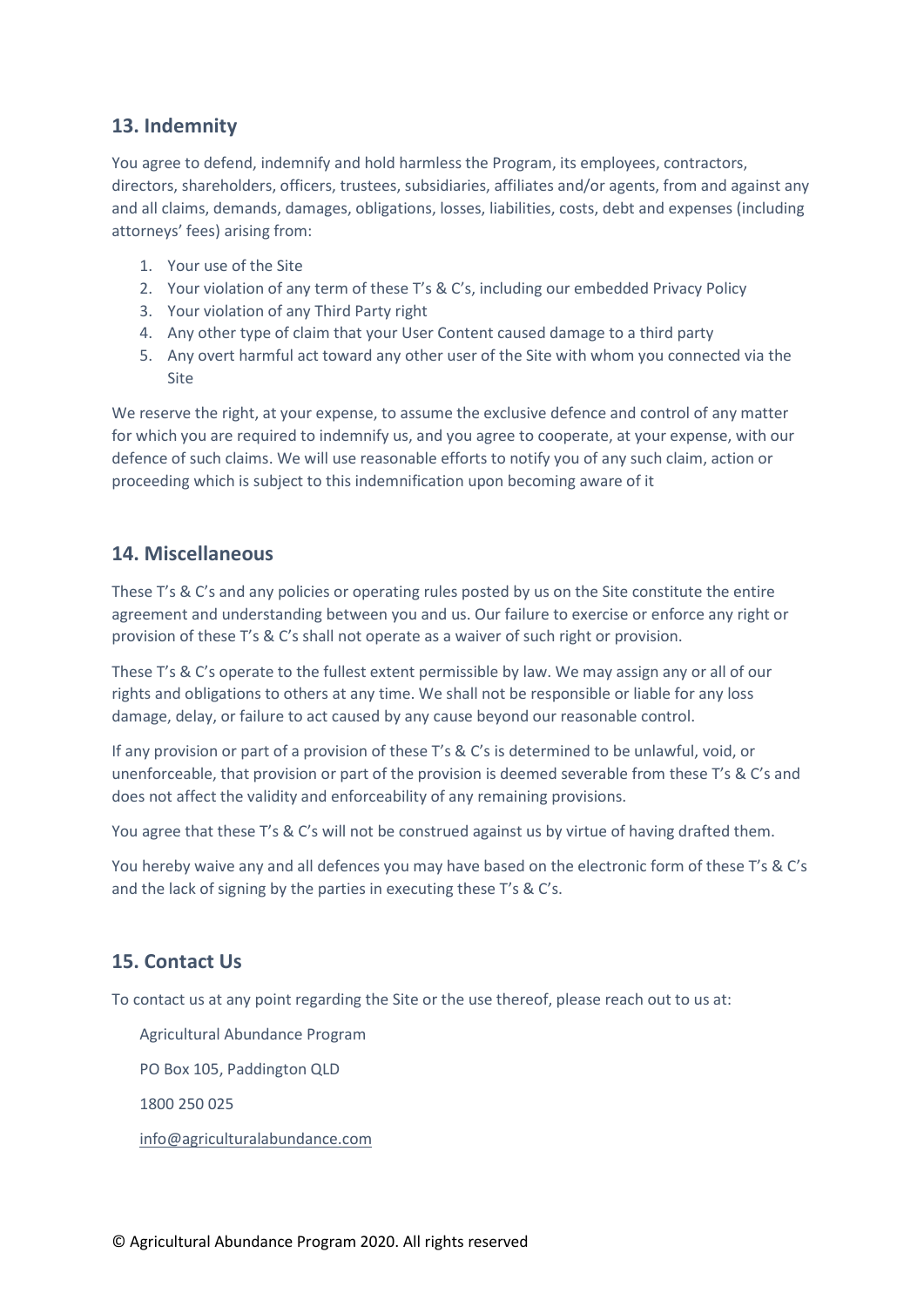## 13. Indemnity

You agree to defend, indemnify and hold harmless the Program, its employees, contractors, directors, shareholders, officers, trustees, subsidiaries, affiliates and/or agents, from and against any and all claims, demands, damages, obligations, losses, liabilities, costs, debt and expenses (including attorneys' fees) arising from:

1. Your use of the Site
2. Your violation of any term of these T's & C's, including our embedded Privacy Policy
3. Your violation of any Third Party right
4. Any other type of claim that your User Content caused damage to a third party
5. Any overt harmful act toward any other user of the Site with whom you connected via the Site

We reserve the right, at your expense, to assume the exclusive defence and control of any matter for which you are required to indemnify us, and you agree to cooperate, at your expense, with our defence of such claims. We will use reasonable efforts to notify you of any such claim, action or proceeding which is subject to this indemnification upon becoming aware of it

## 14. Miscellaneous

These T's & C's and any policies or operating rules posted by us on the Site constitute the entire agreement and understanding between you and us. Our failure to exercise or enforce any right or provision of these T's & C's shall not operate as a waiver of such right or provision.

These T's & C's operate to the fullest extent permissible by law. We may assign any or all of our rights and obligations to others at any time. We shall not be responsible or liable for any loss damage, delay, or failure to act caused by any cause beyond our reasonable control.

If any provision or part of a provision of these T's & C's is determined to be unlawful, void, or unenforceable, that provision or part of the provision is deemed severable from these T's & C's and does not affect the validity and enforceability of any remaining provisions.

You agree that these T's & C's will not be construed against us by virtue of having drafted them.

You hereby waive any and all defences you may have based on the electronic form of these T's & C's and the lack of signing by the parties in executing these T's & C's.

## 15. Contact Us

To contact us at any point regarding the Site or the use thereof, please reach out to us at:

Agricultural Abundance Program

PO Box 105, Paddington QLD

1800 250 025

info@agriculturalabundance.com

© Agricultural Abundance Program 2020. All rights reserved